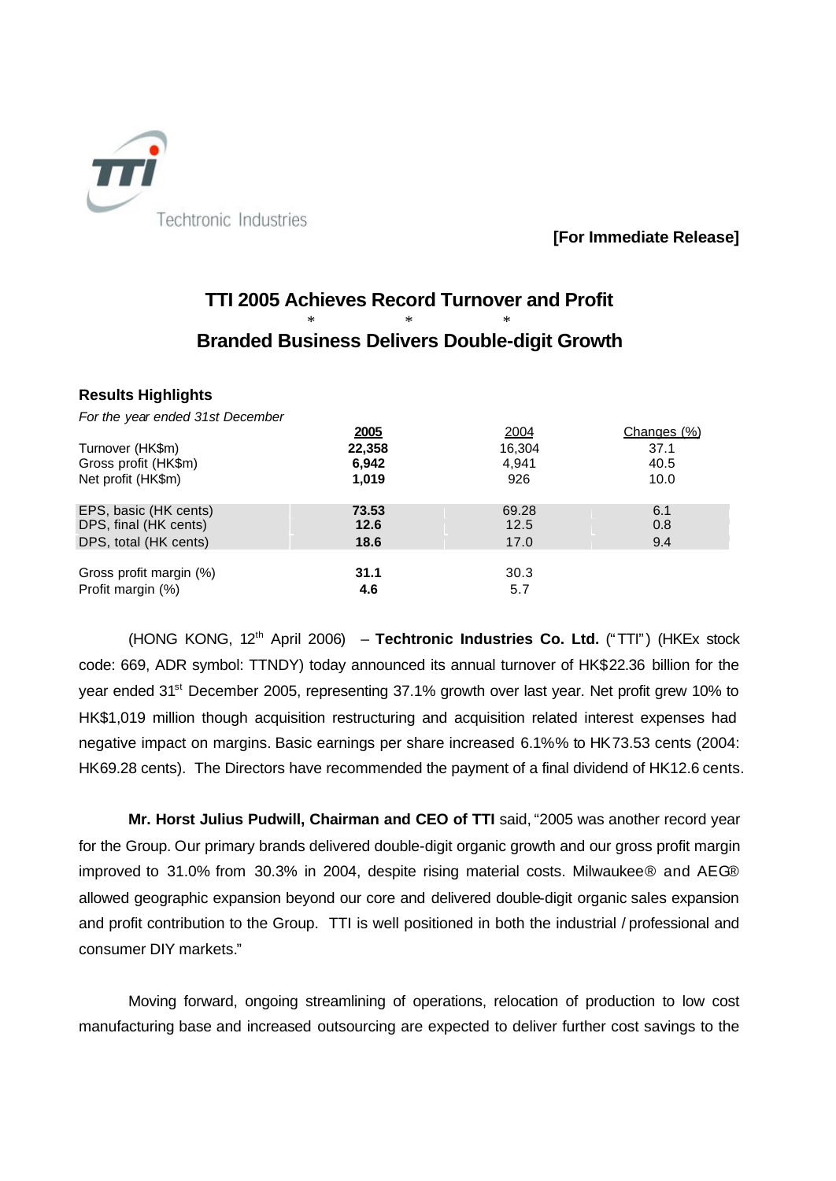Techtronic Industries

**[For Immediate Release]**

# TTI 2005 Achieves Record Turnover and Profit

\* \* \*

# Branded Business Delivers Double-digit Growth

### Results Highlights

*For the year ended 31st December*

| | 2005 | 2004 | Changes (%) |
|---|---|---|---|
| Turnover (HK$m) | **22,358** | 16,304 | 37.1 |
| Gross profit (HK$m) | **6,942** | 4,941 | 40.5 |
| Net profit (HK$m) | **1,019** | 926 | 10.0 |
| EPS, basic (HK cents) | **73.53** | 69.28 | 6.1 |
| DPS, final (HK cents) | **12.6** | 12.5 | 0.8 |
| DPS, total (HK cents) | **18.6** | 17.0 | 9.4 |
| Gross profit margin (%) | **31.1** | 30.3 | |
| Profit margin (%) | **4.6** | 5.7 | |

(HONG KONG, 12th April 2006) – **Techtronic Industries Co. Ltd.** ("TTI") (HKEx stock code: 669, ADR symbol: TTNDY) today announced its annual turnover of HK$22.36 billion for the year ended 31st December 2005, representing 37.1% growth over last year. Net profit grew 10% to HK$1,019 million though acquisition restructuring and acquisition related interest expenses had negative impact on margins. Basic earnings per share increased 6.1%% to HK73.53 cents (2004: HK69.28 cents). The Directors have recommended the payment of a final dividend of HK12.6 cents.

**Mr. Horst Julius Pudwill, Chairman and CEO of TTI** said, "2005 was another record year for the Group. Our primary brands delivered double-digit organic growth and our gross profit margin improved to 31.0% from 30.3% in 2004, despite rising material costs. Milwaukee® and AEG® allowed geographic expansion beyond our core and delivered double-digit organic sales expansion and profit contribution to the Group. TTI is well positioned in both the industrial / professional and consumer DIY markets."

Moving forward, ongoing streamlining of operations, relocation of production to low cost manufacturing base and increased outsourcing are expected to deliver further cost savings to the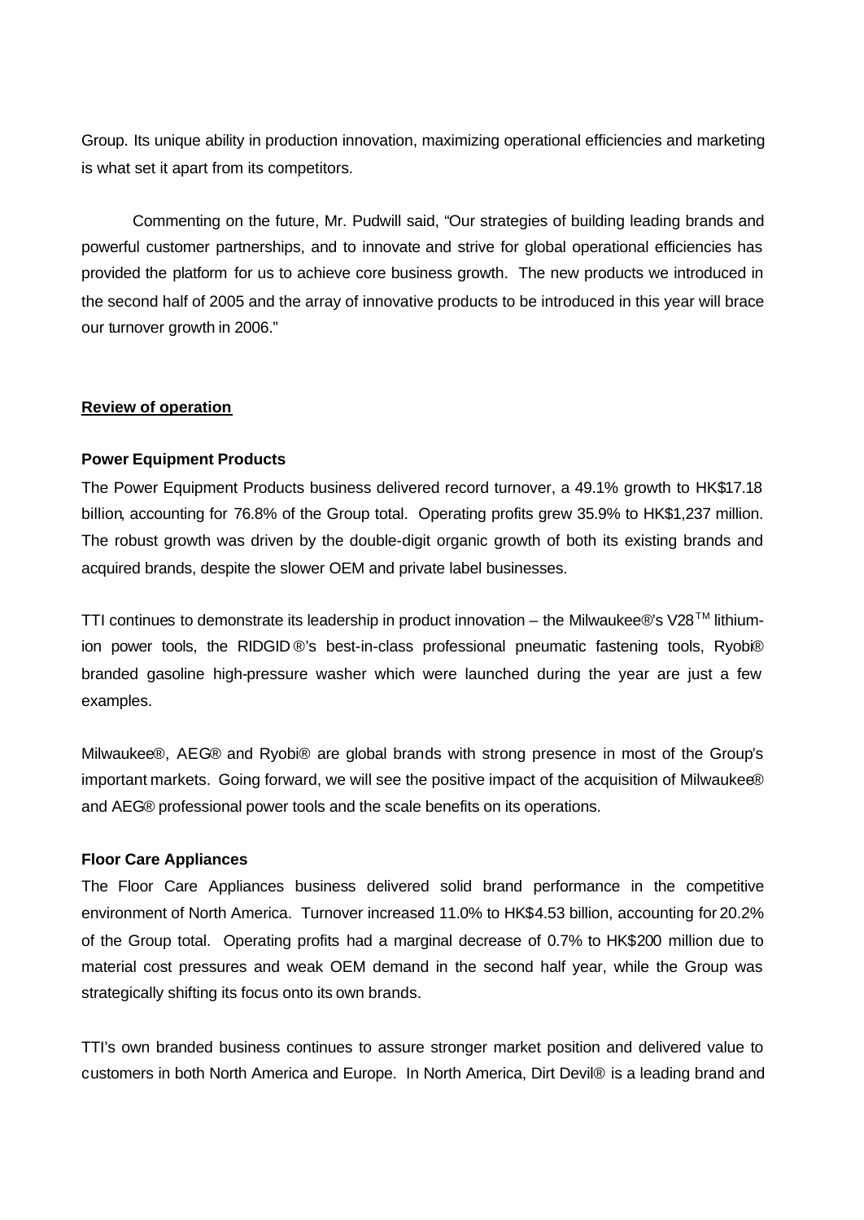Group. Its unique ability in production innovation, maximizing operational efficiencies and marketing is what set it apart from its competitors.

Commenting on the future, Mr. Pudwill said, "Our strategies of building leading brands and powerful customer partnerships, and to innovate and strive for global operational efficiencies has provided the platform for us to achieve core business growth. The new products we introduced in the second half of 2005 and the array of innovative products to be introduced in this year will brace our turnover growth in 2006."

**Review of operation**

**Power Equipment Products**

The Power Equipment Products business delivered record turnover, a 49.1% growth to HK$17.18 billion, accounting for 76.8% of the Group total. Operating profits grew 35.9% to HK$1,237 million. The robust growth was driven by the double-digit organic growth of both its existing brands and acquired brands, despite the slower OEM and private label businesses.

TTI continues to demonstrate its leadership in product innovation – the Milwaukee®'s V28™ lithium-ion power tools, the RIDGID®'s best-in-class professional pneumatic fastening tools, Ryobi® branded gasoline high-pressure washer which were launched during the year are just a few examples.

Milwaukee®, AEG® and Ryobi® are global brands with strong presence in most of the Group's important markets. Going forward, we will see the positive impact of the acquisition of Milwaukee® and AEG® professional power tools and the scale benefits on its operations.

**Floor Care Appliances**

The Floor Care Appliances business delivered solid brand performance in the competitive environment of North America. Turnover increased 11.0% to HK$4.53 billion, accounting for 20.2% of the Group total. Operating profits had a marginal decrease of 0.7% to HK$200 million due to material cost pressures and weak OEM demand in the second half year, while the Group was strategically shifting its focus onto its own brands.

TTI's own branded business continues to assure stronger market position and delivered value to customers in both North America and Europe. In North America, Dirt Devil® is a leading brand and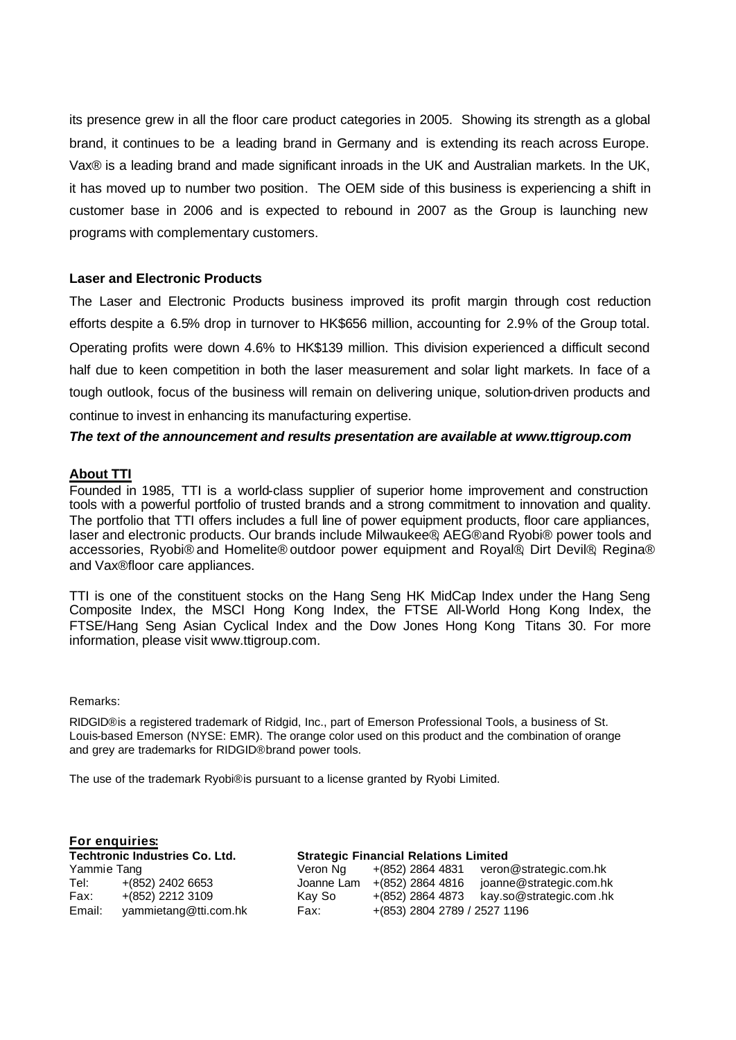its presence grew in all the floor care product categories in 2005. Showing its strength as a global brand, it continues to be a leading brand in Germany and is extending its reach across Europe. Vax® is a leading brand and made significant inroads in the UK and Australian markets. In the UK, it has moved up to number two position. The OEM side of this business is experiencing a shift in customer base in 2006 and is expected to rebound in 2007 as the Group is launching new programs with complementary customers.

**Laser and Electronic Products**

The Laser and Electronic Products business improved its profit margin through cost reduction efforts despite a 6.5% drop in turnover to HK$656 million, accounting for 2.9% of the Group total. Operating profits were down 4.6% to HK$139 million. This division experienced a difficult second half due to keen competition in both the laser measurement and solar light markets. In face of a tough outlook, focus of the business will remain on delivering unique, solution-driven products and continue to invest in enhancing its manufacturing expertise.

***The text of the announcement and results presentation are available at www.ttigroup.com***

**About TTI**

Founded in 1985, TTI is a world-class supplier of superior home improvement and construction tools with a powerful portfolio of trusted brands and a strong commitment to innovation and quality. The portfolio that TTI offers includes a full line of power equipment products, floor care appliances, laser and electronic products. Our brands include Milwaukee®, AEG® and Ryobi® power tools and accessories, Ryobi® and Homelite® outdoor power equipment and Royal®, Dirt Devil®, Regina® and Vax® floor care appliances.

TTI is one of the constituent stocks on the Hang Seng HK MidCap Index under the Hang Seng Composite Index, the MSCI Hong Kong Index, the FTSE All-World Hong Kong Index, the FTSE/Hang Seng Asian Cyclical Index and the Dow Jones Hong Kong Titans 30. For more information, please visit www.ttigroup.com.

Remarks:

RIDGID® is a registered trademark of Ridgid, Inc., part of Emerson Professional Tools, a business of St. Louis-based Emerson (NYSE: EMR). The orange color used on this product and the combination of orange and grey are trademarks for RIDGID® brand power tools.

The use of the trademark Ryobi® is pursuant to a license granted by Ryobi Limited.

**For enquiries:**

**Techtronic Industries Co. Ltd.**

Yammie Tang
Tel: +(852) 2402 6653
Fax: +(852) 2212 3109
Email: yammietang@tti.com.hk

**Strategic Financial Relations Limited**

| | | |
|---|---|---|
| Veron Ng | +(852) 2864 4831 | veron@strategic.com.hk |
| Joanne Lam | +(852) 2864 4816 | joanne@strategic.com.hk |
| Kay So | +(852) 2864 4873 | kay.so@strategic.com.hk |
| Fax: | +(853) 2804 2789 / 2527 1196 | |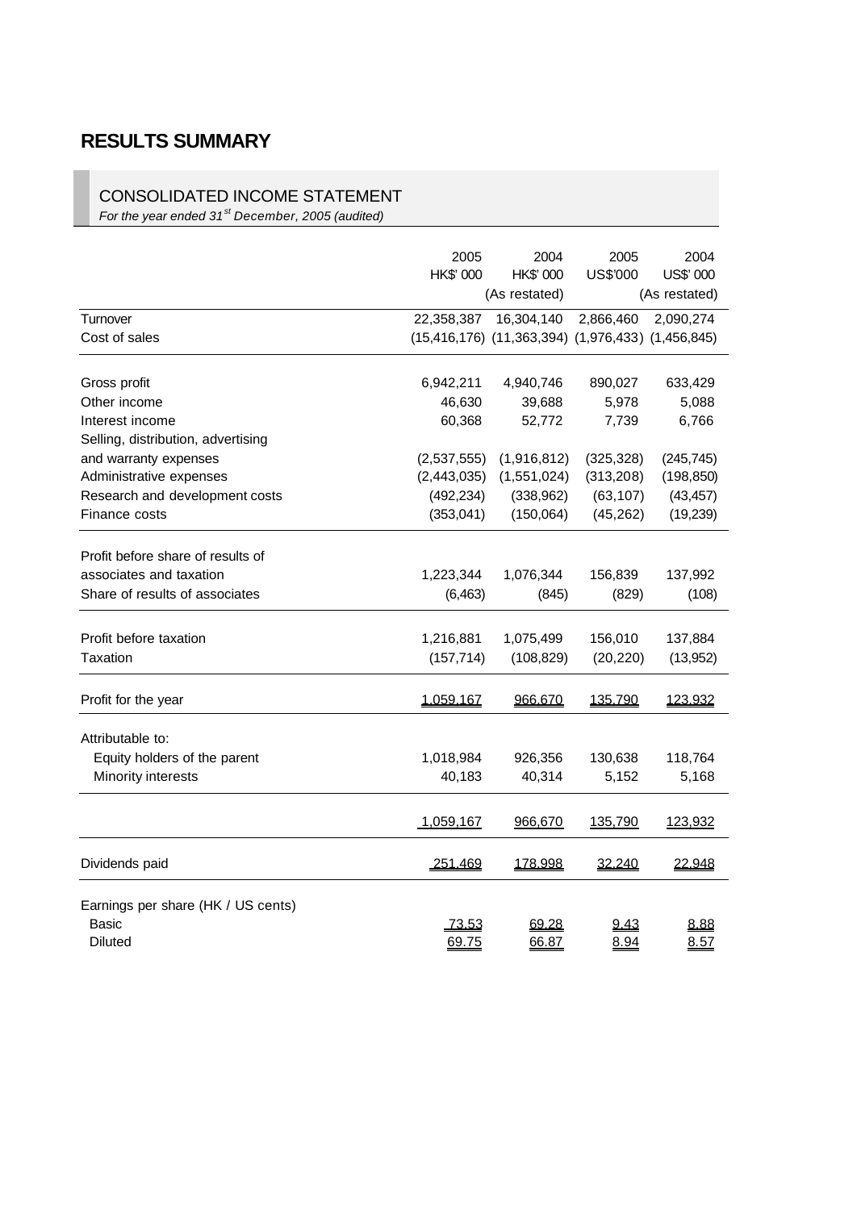# RESULTS SUMMARY

## CONSOLIDATED INCOME STATEMENT

*For the year ended 31st December, 2005 (audited)*

| | 2005 | 2004 | 2005 | 2004 |
|---|---|---|---|---|
| | HK$' 000 | HK$' 000 | US$'000 | US$' 000 |
| | | (As restated) | | (As restated) |
| Turnover | 22,358,387 | 16,304,140 | 2,866,460 | 2,090,274 |
| Cost of sales | (15,416,176) | (11,363,394) | (1,976,433) | (1,456,845) |
| Gross profit | 6,942,211 | 4,940,746 | 890,027 | 633,429 |
| Other income | 46,630 | 39,688 | 5,978 | 5,088 |
| Interest income | 60,368 | 52,772 | 7,739 | 6,766 |
| Selling, distribution, advertising and warranty expenses | (2,537,555) | (1,916,812) | (325,328) | (245,745) |
| Administrative expenses | (2,443,035) | (1,551,024) | (313,208) | (198,850) |
| Research and development costs | (492,234) | (338,962) | (63,107) | (43,457) |
| Finance costs | (353,041) | (150,064) | (45,262) | (19,239) |
| Profit before share of results of associates and taxation | 1,223,344 | 1,076,344 | 156,839 | 137,992 |
| Share of results of associates | (6,463) | (845) | (829) | (108) |
| Profit before taxation | 1,216,881 | 1,075,499 | 156,010 | 137,884 |
| Taxation | (157,714) | (108,829) | (20,220) | (13,952) |
| Profit for the year | 1,059,167 | 966,670 | 135,790 | 123,932 |
| Attributable to: | | | | |
| Equity holders of the parent | 1,018,984 | 926,356 | 130,638 | 118,764 |
| Minority interests | 40,183 | 40,314 | 5,152 | 5,168 |
| | 1,059,167 | 966,670 | 135,790 | 123,932 |
| Dividends paid | 251,469 | 178,998 | 32,240 | 22,948 |
| Earnings per share (HK / US cents) | | | | |
| Basic | 73.53 | 69.28 | 9.43 | 8.88 |
| Diluted | 69.75 | 66.87 | 8.94 | 8.57 |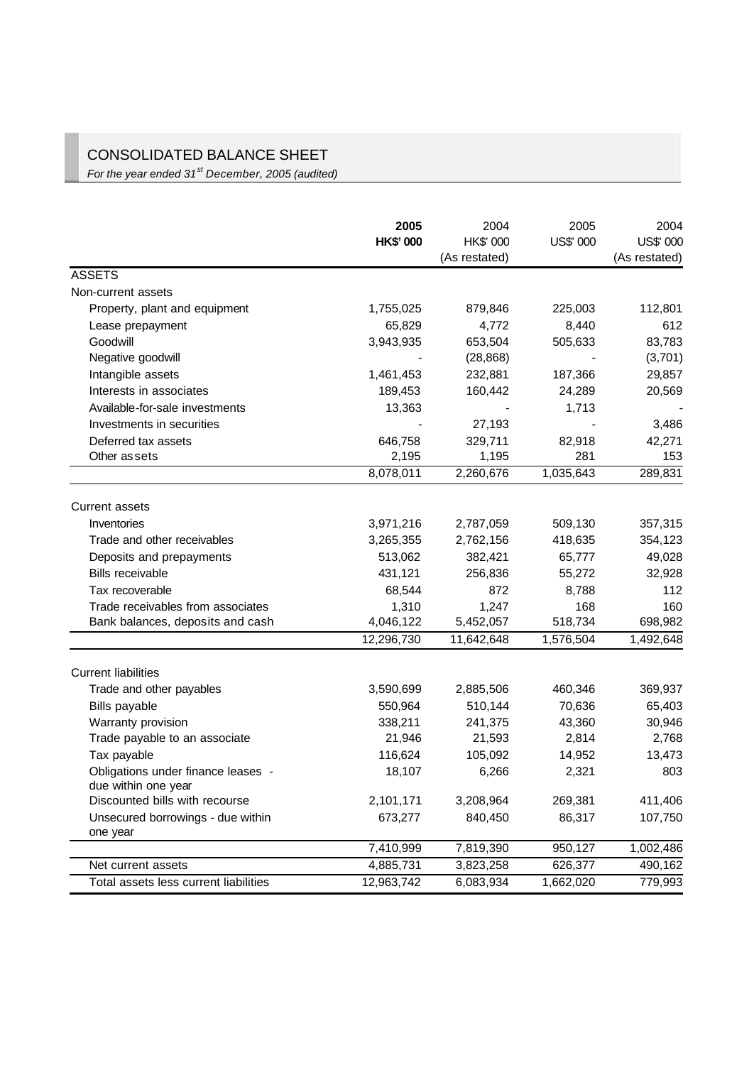# CONSOLIDATED BALANCE SHEET

*For the year ended 31st December, 2005 (audited)*

| | 2005 HK$' 000 | 2004 HK$' 000 (As restated) | 2005 US$' 000 | 2004 US$' 000 (As restated) |
|---|---|---|---|---|
| ASSETS | | | | |
| Non-current assets | | | | |
| Property, plant and equipment | 1,755,025 | 879,846 | 225,003 | 112,801 |
| Lease prepayment | 65,829 | 4,772 | 8,440 | 612 |
| Goodwill | 3,943,935 | 653,504 | 505,633 | 83,783 |
| Negative goodwill | - | (28,868) | - | (3,701) |
| Intangible assets | 1,461,453 | 232,881 | 187,366 | 29,857 |
| Interests in associates | 189,453 | 160,442 | 24,289 | 20,569 |
| Available-for-sale investments | 13,363 | - | 1,713 | - |
| Investments in securities | - | 27,193 | - | 3,486 |
| Deferred tax assets | 646,758 | 329,711 | 82,918 | 42,271 |
| Other assets | 2,195 | 1,195 | 281 | 153 |
| | 8,078,011 | 2,260,676 | 1,035,643 | 289,831 |
| Current assets | | | | |
| Inventories | 3,971,216 | 2,787,059 | 509,130 | 357,315 |
| Trade and other receivables | 3,265,355 | 2,762,156 | 418,635 | 354,123 |
| Deposits and prepayments | 513,062 | 382,421 | 65,777 | 49,028 |
| Bills receivable | 431,121 | 256,836 | 55,272 | 32,928 |
| Tax recoverable | 68,544 | 872 | 8,788 | 112 |
| Trade receivables from associates | 1,310 | 1,247 | 168 | 160 |
| Bank balances, deposits and cash | 4,046,122 | 5,452,057 | 518,734 | 698,982 |
| | 12,296,730 | 11,642,648 | 1,576,504 | 1,492,648 |
| Current liabilities | | | | |
| Trade and other payables | 3,590,699 | 2,885,506 | 460,346 | 369,937 |
| Bills payable | 550,964 | 510,144 | 70,636 | 65,403 |
| Warranty provision | 338,211 | 241,375 | 43,360 | 30,946 |
| Trade payable to an associate | 21,946 | 21,593 | 2,814 | 2,768 |
| Tax payable | 116,624 | 105,092 | 14,952 | 13,473 |
| Obligations under finance leases - due within one year | 18,107 | 6,266 | 2,321 | 803 |
| Discounted bills with recourse | 2,101,171 | 3,208,964 | 269,381 | 411,406 |
| Unsecured borrowings - due within one year | 673,277 | 840,450 | 86,317 | 107,750 |
| | 7,410,999 | 7,819,390 | 950,127 | 1,002,486 |
| Net current assets | 4,885,731 | 3,823,258 | 626,377 | 490,162 |
| Total assets less current liabilities | 12,963,742 | 6,083,934 | 1,662,020 | 779,993 |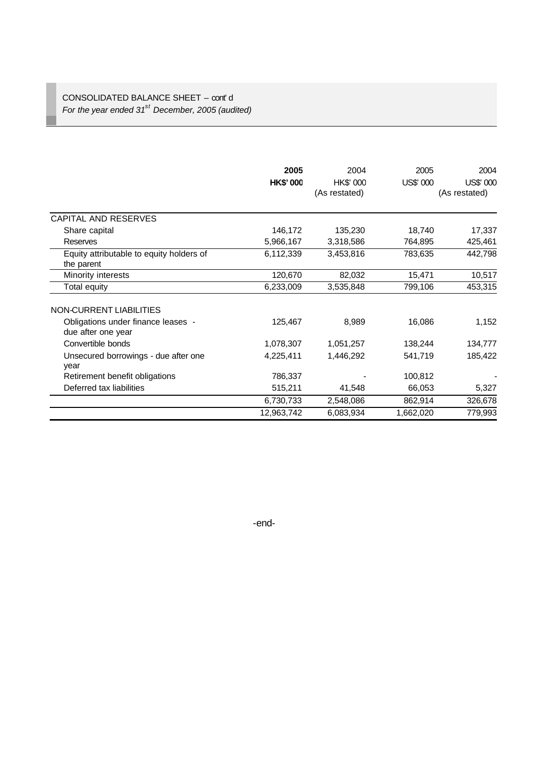CONSOLIDATED BALANCE SHEET – cont'd

*For the year ended 31st December, 2005 (audited)*

| | **2005** | 2004 | 2005 | 2004 |
|---|---|---|---|---|
| | **HK$'000** | HK$'000 | US$'000 | US$'000 |
| | | (As restated) | | (As restated) |
| CAPITAL AND RESERVES | | | | |
| Share capital | 146,172 | 135,230 | 18,740 | 17,337 |
| Reserves | 5,966,167 | 3,318,586 | 764,895 | 425,461 |
| Equity attributable to equity holders of the parent | 6,112,339 | 3,453,816 | 783,635 | 442,798 |
| Minority interests | 120,670 | 82,032 | 15,471 | 10,517 |
| Total equity | 6,233,009 | 3,535,848 | 799,106 | 453,315 |
| NON-CURRENT LIABILITIES | | | | |
| Obligations under finance leases - due after one year | 125,467 | 8,989 | 16,086 | 1,152 |
| Convertible bonds | 1,078,307 | 1,051,257 | 138,244 | 134,777 |
| Unsecured borrowings - due after one year | 4,225,411 | 1,446,292 | 541,719 | 185,422 |
| Retirement benefit obligations | 786,337 | - | 100,812 | - |
| Deferred tax liabilities | 515,211 | 41,548 | 66,053 | 5,327 |
| | 6,730,733 | 2,548,086 | 862,914 | 326,678 |
| | 12,963,742 | 6,083,934 | 1,662,020 | 779,993 |

-end-